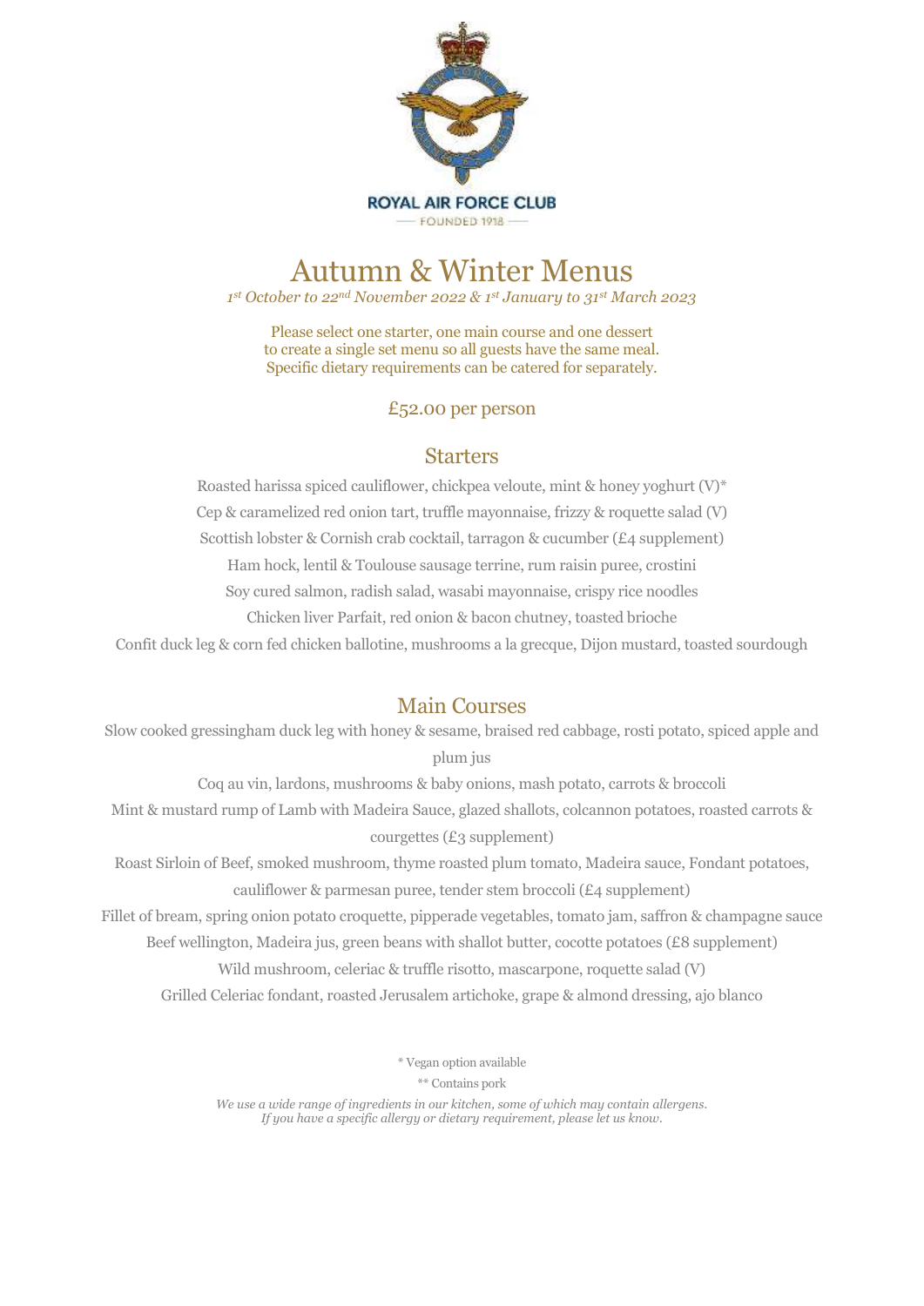ROYAL AIR FORCE CLUB

FOUNDED 1918

# Autumn & Winter Menus

*1st October to 22nd November 2022 & 1st January to 31st March 2023*

Please select one starter, one main course and one dessert
to create a single set menu so all guests have the same meal.
Specific dietary requirements can be catered for separately.

£52.00 per person

## Starters

Roasted harissa spiced cauliflower, chickpea veloute, mint & honey yoghurt (V)*

Cep & caramelized red onion tart, truffle mayonnaise, frizzy & roquette salad (V)

Scottish lobster & Cornish crab cocktail, tarragon & cucumber (£4 supplement)

Ham hock, lentil & Toulouse sausage terrine, rum raisin puree, crostini

Soy cured salmon, radish salad, wasabi mayonnaise, crispy rice noodles

Chicken liver Parfait, red onion & bacon chutney, toasted brioche

Confit duck leg & corn fed chicken ballotine, mushrooms a la grecque, Dijon mustard, toasted sourdough

## Main Courses

Slow cooked gressingham duck leg with honey & sesame, braised red cabbage, rosti potato, spiced apple and plum jus

Coq au vin, lardons, mushrooms & baby onions, mash potato, carrots & broccoli

Mint & mustard rump of Lamb with Madeira Sauce, glazed shallots, colcannon potatoes, roasted carrots & courgettes (£3 supplement)

Roast Sirloin of Beef, smoked mushroom, thyme roasted plum tomato, Madeira sauce, Fondant potatoes, cauliflower & parmesan puree, tender stem broccoli (£4 supplement)

Fillet of bream, spring onion potato croquette, pipperade vegetables, tomato jam, saffron & champagne sauce

Beef wellington, Madeira jus, green beans with shallot butter, cocotte potatoes (£8 supplement)

Wild mushroom, celeriac & truffle risotto, mascarpone, roquette salad (V)

Grilled Celeriac fondant, roasted Jerusalem artichoke, grape & almond dressing, ajo blanco

\* Vegan option available

\*\* Contains pork

*We use a wide range of ingredients in our kitchen, some of which may contain allergens.*
*If you have a specific allergy or dietary requirement, please let us know.*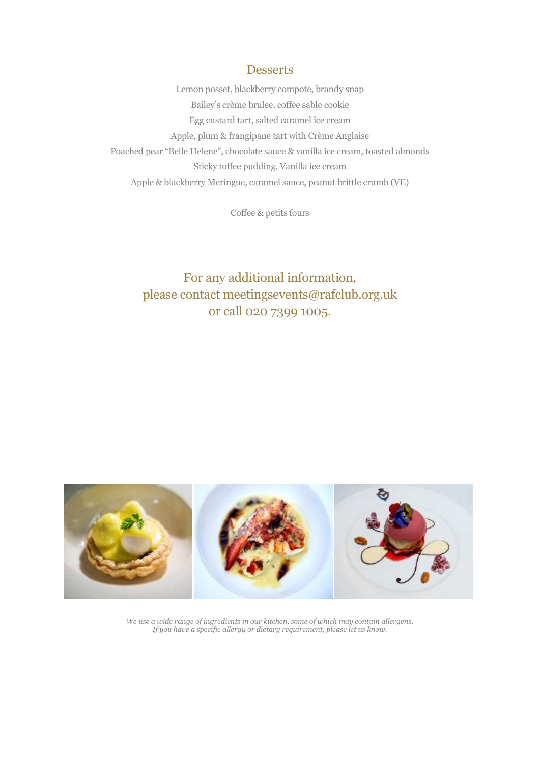## Desserts

Lemon posset, blackberry compote, brandy snap

Bailey's crème brulee, coffee sable cookie

Egg custard tart, salted caramel ice cream

Apple, plum & frangipane tart with Crème Anglaise

Poached pear "Belle Helene", chocolate sauce & vanilla ice cream, toasted almonds

Sticky toffee pudding, Vanilla ice cream

Apple & blackberry Meringue, caramel sauce, peanut brittle crumb (VE)

Coffee & petits fours

## For any additional information, please contact meetingsevents@rafclub.org.uk or call 020 7399 1005.

*We use a wide range of ingredients in our kitchen, some of which may contain allergens. If you have a specific allergy or dietary requirement, please let us know.*